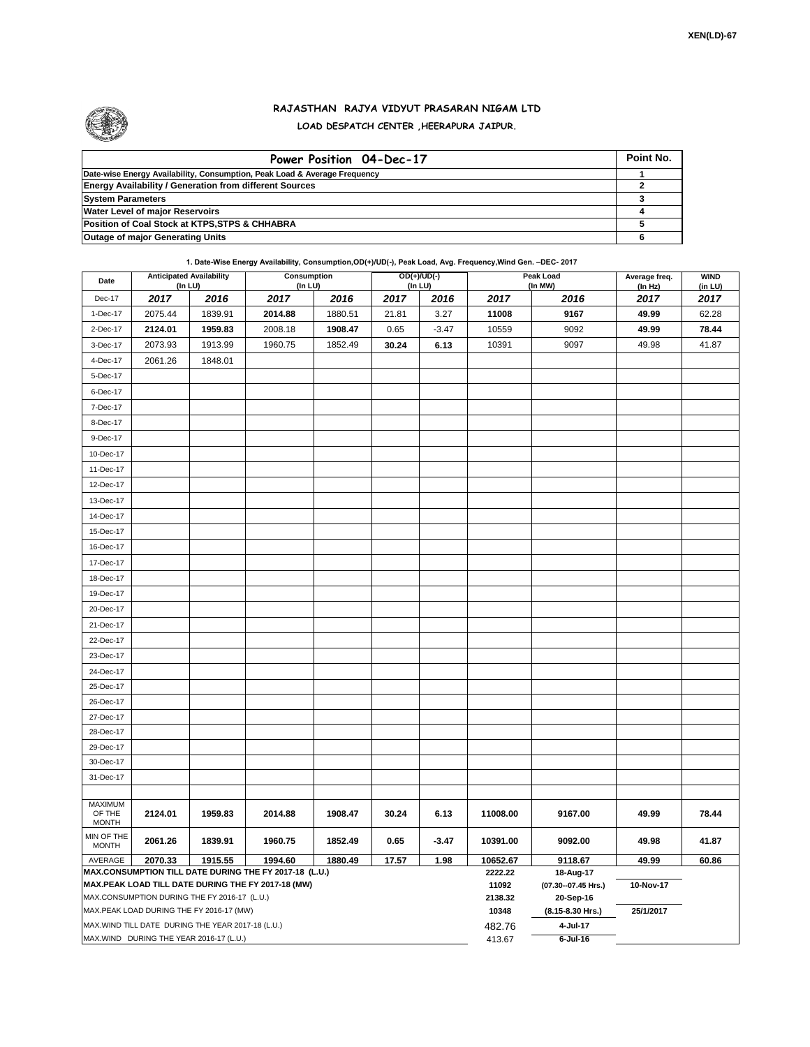XEN(LD)-67

# RAJASTHAN RAJYA VIDYUT PRASARAN NIGAM LTD

## LOAD DESPATCH CENTER ,HEERAPURA JAIPUR.

| Power Position 04-Dec-17 | Point No. |
|---|---|
| Date-wise Energy Availability, Consumption, Peak Load & Average Frequency | 1 |
| Energy Availability / Generation from different Sources | 2 |
| System Parameters | 3 |
| Water Level of major Reservoirs | 4 |
| Position of Coal Stock at KTPS,STPS & CHHABRA | 5 |
| Outage of major Generating Units | 6 |

**1. Date-Wise Energy Availability, Consumption,OD(+)/UD(-), Peak Load, Avg. Frequency,Wind Gen. –DEC- 2017**

| Date | Anticipated Availability (In LU) | | Consumption (In LU) | | OD(+)/UD(-) (In LU) | | Peak Load (In MW) | | Average freq. (In Hz) | WIND (in LU) |
|---|---|---|---|---|---|---|---|---|---|---|
| Dec-17 | 2017 | 2016 | 2017 | 2016 | 2017 | 2016 | 2017 | 2016 | 2017 | 2017 |
| 1-Dec-17 | 2075.44 | 1839.91 | 2014.88 | 1880.51 | 21.81 | 3.27 | 11008 | 9167 | 49.99 | 62.28 |
| 2-Dec-17 | 2124.01 | 1959.83 | 2008.18 | 1908.47 | 0.65 | -3.47 | 10559 | 9092 | 49.99 | 78.44 |
| 3-Dec-17 | 2073.93 | 1913.99 | 1960.75 | 1852.49 | 30.24 | 6.13 | 10391 | 9097 | 49.98 | 41.87 |
| 4-Dec-17 | 2061.26 | 1848.01 | | | | | | | | |
| 5-Dec-17 | | | | | | | | | | |
| 6-Dec-17 | | | | | | | | | | |
| 7-Dec-17 | | | | | | | | | | |
| 8-Dec-17 | | | | | | | | | | |
| 9-Dec-17 | | | | | | | | | | |
| 10-Dec-17 | | | | | | | | | | |
| 11-Dec-17 | | | | | | | | | | |
| 12-Dec-17 | | | | | | | | | | |
| 13-Dec-17 | | | | | | | | | | |
| 14-Dec-17 | | | | | | | | | | |
| 15-Dec-17 | | | | | | | | | | |
| 16-Dec-17 | | | | | | | | | | |
| 17-Dec-17 | | | | | | | | | | |
| 18-Dec-17 | | | | | | | | | | |
| 19-Dec-17 | | | | | | | | | | |
| 20-Dec-17 | | | | | | | | | | |
| 21-Dec-17 | | | | | | | | | | |
| 22-Dec-17 | | | | | | | | | | |
| 23-Dec-17 | | | | | | | | | | |
| 24-Dec-17 | | | | | | | | | | |
| 25-Dec-17 | | | | | | | | | | |
| 26-Dec-17 | | | | | | | | | | |
| 27-Dec-17 | | | | | | | | | | |
| 28-Dec-17 | | | | | | | | | | |
| 29-Dec-17 | | | | | | | | | | |
| 30-Dec-17 | | | | | | | | | | |
| 31-Dec-17 | | | | | | | | | | |
| MAXIMUM OF THE MONTH | 2124.01 | 1959.83 | 2014.88 | 1908.47 | 30.24 | 6.13 | 11008.00 | 9167.00 | 49.99 | 78.44 |
| MIN OF THE MONTH | 2061.26 | 1839.91 | 1960.75 | 1852.49 | 0.65 | -3.47 | 10391.00 | 9092.00 | 49.98 | 41.87 |
| AVERAGE | 2070.33 | 1915.55 | 1994.60 | 1880.49 | 17.57 | 1.98 | 10652.67 | 9118.67 | 49.99 | 60.86 |
| MAX.CONSUMPTION TILL DATE DURING THE FY 2017-18 (L.U.) | | | | | | | 2222.22 | 18-Aug-17 | | |
| MAX.PEAK LOAD TILL DATE DURING THE FY 2017-18 (MW) | | | | | | | 11092 | (07.30--07.45 Hrs.) | 10-Nov-17 | |
| MAX.CONSUMPTION DURING THE FY 2016-17 (L.U.) | | | | | | | 2138.32 | 20-Sep-16 | | |
| MAX.PEAK LOAD DURING THE FY 2016-17 (MW) | | | | | | | 10348 | (8.15-8.30 Hrs.) | 25/1/2017 | |
| MAX.WIND TILL DATE DURING THE YEAR 2017-18 (L.U.) | | | | | | | 482.76 | 4-Jul-17 | | |
| MAX.WIND DURING THE YEAR 2016-17 (L.U.) | | | | | | | 413.67 | 6-Jul-16 | | |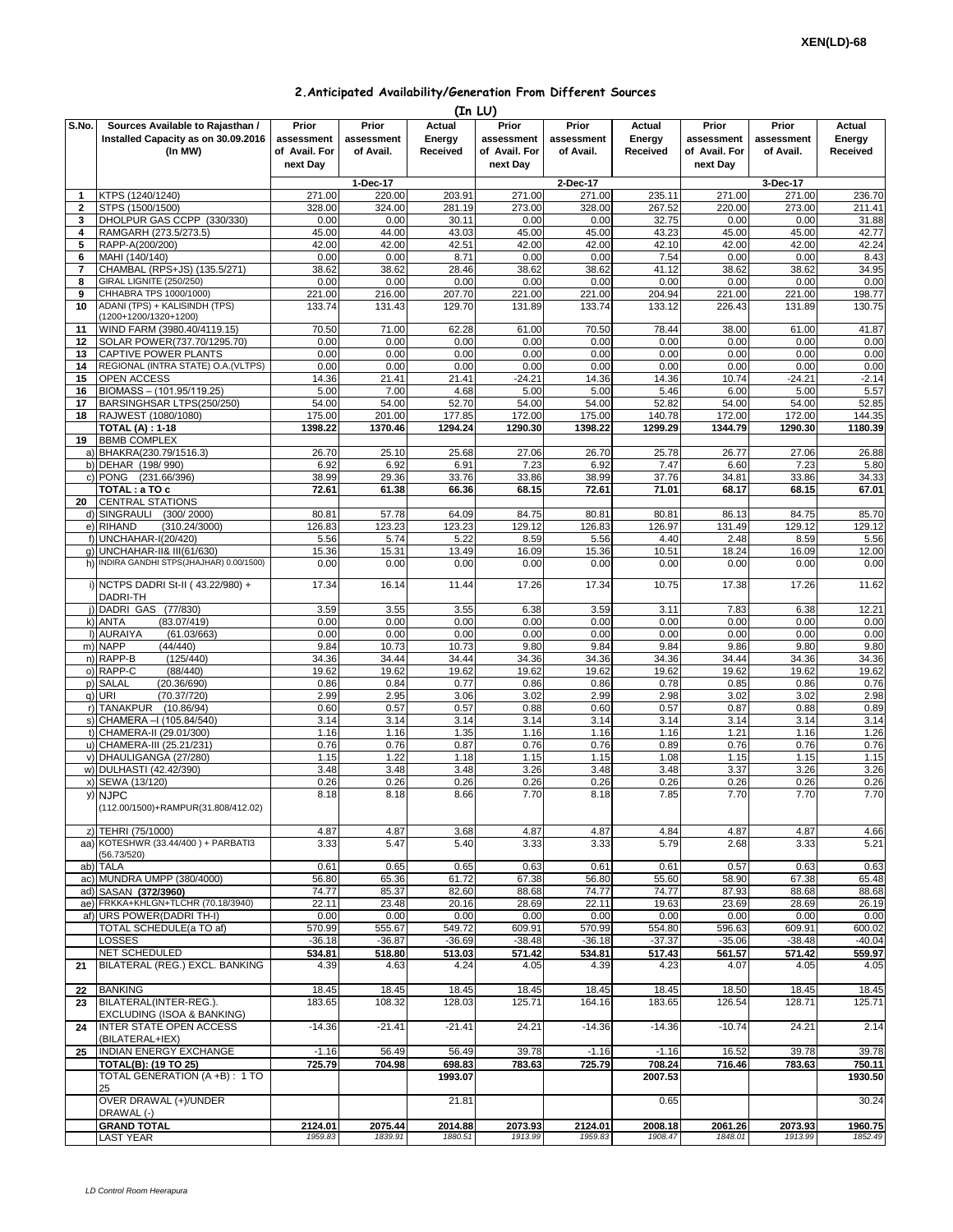XEN(LD)-68

## 2.Anticipated Availability/Generation From Different Sources

(In LU)

| S.No. | Sources Available to Rajasthan / Installed Capacity as on 30.09.2016 (In MW) | Prior assessment of Avail. For next Day | Prior assessment of Avail. | Actual Energy Received | Prior assessment of Avail. For next Day | Prior assessment of Avail. | Actual Energy Received | Prior assessment of Avail. For next Day | Prior assessment of Avail. | Actual Energy Received |
|---|---|---|---|---|---|---|---|---|---|---|
| | | 1-Dec-17 | | | 2-Dec-17 | | | 3-Dec-17 | | |
| 1 | KTPS (1240/1240) | 271.00 | 220.00 | 203.91 | 271.00 | 271.00 | 235.11 | 271.00 | 271.00 | 236.70 |
| 2 | STPS (1500/1500) | 328.00 | 324.00 | 281.19 | 273.00 | 328.00 | 267.52 | 220.00 | 273.00 | 211.41 |
| 3 | DHOLPUR GAS CCPP (330/330) | 0.00 | 0.00 | 30.11 | 0.00 | 0.00 | 32.75 | 0.00 | 0.00 | 31.88 |
| 4 | RAMGARH (273.5/273.5) | 45.00 | 44.00 | 43.03 | 45.00 | 45.00 | 43.23 | 45.00 | 45.00 | 42.77 |
| 5 | RAPP-A(200/200) | 42.00 | 42.00 | 42.51 | 42.00 | 42.00 | 42.10 | 42.00 | 42.00 | 42.24 |
| 6 | MAHI (140/140) | 0.00 | 0.00 | 8.71 | 0.00 | 0.00 | 7.54 | 0.00 | 0.00 | 8.43 |
| 7 | CHAMBAL (RPS+JS) (135.5/271) | 38.62 | 38.62 | 28.46 | 38.62 | 38.62 | 41.12 | 38.62 | 38.62 | 34.95 |
| 8 | GIRAL LIGNITE (250/250) | 0.00 | 0.00 | 0.00 | 0.00 | 0.00 | 0.00 | 0.00 | 0.00 | 0.00 |
| 9 | CHHABRA TPS 1000/1000) | 221.00 | 216.00 | 207.70 | 221.00 | 221.00 | 204.94 | 221.00 | 221.00 | 198.77 |
| 10 | ADANI (TPS) + KALISINDH (TPS) (1200+1200/1320+1200) | 133.74 | 131.43 | 129.70 | 131.89 | 133.74 | 133.12 | 226.43 | 131.89 | 130.75 |
| 11 | WIND FARM (3980.40/4119.15) | 70.50 | 71.00 | 62.28 | 61.00 | 70.50 | 78.44 | 38.00 | 61.00 | 41.87 |
| 12 | SOLAR POWER(737.70/1295.70) | 0.00 | 0.00 | 0.00 | 0.00 | 0.00 | 0.00 | 0.00 | 0.00 | 0.00 |
| 13 | CAPTIVE POWER PLANTS | 0.00 | 0.00 | 0.00 | 0.00 | 0.00 | 0.00 | 0.00 | 0.00 | 0.00 |
| 14 | REGIONAL (INTRA STATE) O.A.(VLTPS) | 0.00 | 0.00 | 0.00 | 0.00 | 0.00 | 0.00 | 0.00 | 0.00 | 0.00 |
| 15 | OPEN ACCESS | 14.36 | 21.41 | 21.41 | -24.21 | 14.36 | 14.36 | 10.74 | -24.21 | -2.14 |
| 16 | BIOMASS – (101.95/119.25) | 5.00 | 7.00 | 4.68 | 5.00 | 5.00 | 5.46 | 6.00 | 5.00 | 5.57 |
| 17 | BARSINGHSAR LTPS(250/250) | 54.00 | 54.00 | 52.70 | 54.00 | 54.00 | 52.82 | 54.00 | 54.00 | 52.85 |
| 18 | RAJWEST (1080/1080) | 175.00 | 201.00 | 177.85 | 172.00 | 175.00 | 140.78 | 172.00 | 172.00 | 144.35 |
| | **TOTAL (A) : 1-18** | **1398.22** | **1370.46** | **1294.24** | **1290.30** | **1398.22** | **1299.29** | **1344.79** | **1290.30** | **1180.39** |
| 19 | BBMB COMPLEX | | | | | | | | | |
| a) | BHAKRA(230.79/1516.3) | 26.70 | 25.10 | 25.68 | 27.06 | 26.70 | 25.78 | 26.77 | 27.06 | 26.88 |
| b) | DEHAR (198/ 990) | 6.92 | 6.92 | 6.91 | 7.23 | 6.92 | 7.47 | 6.60 | 7.23 | 5.80 |
| c) | PONG (231.66/396) | 38.99 | 29.36 | 33.76 | 33.86 | 38.99 | 37.76 | 34.81 | 33.86 | 34.33 |
| | **TOTAL : a TO c** | **72.61** | **61.38** | **66.36** | **68.15** | **72.61** | **71.01** | **68.17** | **68.15** | **67.01** |
| 20 | CENTRAL STATIONS | | | | | | | | | |
| d) | SINGRAULI (300/ 2000) | 80.81 | 57.78 | 64.09 | 84.75 | 80.81 | 80.81 | 86.13 | 84.75 | 85.70 |
| e) | RIHAND (310.24/3000) | 126.83 | 123.23 | 123.23 | 129.12 | 126.83 | 126.97 | 131.49 | 129.12 | 129.12 |
| f) | UNCHAHAR-I(20/420) | 5.56 | 5.74 | 5.22 | 8.59 | 5.56 | 4.40 | 2.48 | 8.59 | 5.56 |
| g) | UNCHAHAR-II& III(61/630) | 15.36 | 15.31 | 13.49 | 16.09 | 15.36 | 10.51 | 18.24 | 16.09 | 12.00 |
| h) | INDIRA GANDHI STPS(JHAJHAR) 0.00/1500) | 0.00 | 0.00 | 0.00 | 0.00 | 0.00 | 0.00 | 0.00 | 0.00 | 0.00 |
| i) | NCTPS DADRI St-II ( 43.22/980) + DADRI-TH | 17.34 | 16.14 | 11.44 | 17.26 | 17.34 | 10.75 | 17.38 | 17.26 | 11.62 |
| j) | DADRI GAS (77/830) | 3.59 | 3.55 | 3.55 | 6.38 | 3.59 | 3.11 | 7.83 | 6.38 | 12.21 |
| k) | ANTA (83.07/419) | 0.00 | 0.00 | 0.00 | 0.00 | 0.00 | 0.00 | 0.00 | 0.00 | 0.00 |
| l) | AURAIYA (61.03/663) | 0.00 | 0.00 | 0.00 | 0.00 | 0.00 | 0.00 | 0.00 | 0.00 | 0.00 |
| m) | NAPP (44/440) | 9.84 | 10.73 | 10.73 | 9.80 | 9.84 | 9.84 | 9.86 | 9.80 | 9.80 |
| n) | RAPP-B (125/440) | 34.36 | 34.44 | 34.44 | 34.36 | 34.36 | 34.36 | 34.44 | 34.36 | 34.36 |
| o) | RAPP-C (88/440) | 19.62 | 19.62 | 19.62 | 19.62 | 19.62 | 19.62 | 19.62 | 19.62 | 19.62 |
| p) | SALAL (20.36/690) | 0.86 | 0.84 | 0.77 | 0.86 | 0.86 | 0.78 | 0.85 | 0.86 | 0.76 |
| q) | URI (70.37/720) | 2.99 | 2.95 | 3.06 | 3.02 | 2.99 | 2.98 | 3.02 | 3.02 | 2.98 |
| r) | TANAKPUR (10.86/94) | 0.60 | 0.57 | 0.57 | 0.88 | 0.60 | 0.57 | 0.87 | 0.88 | 0.89 |
| s) | CHAMERA –I (105.84/540) | 3.14 | 3.14 | 3.14 | 3.14 | 3.14 | 3.14 | 3.14 | 3.14 | 3.14 |
| t) | CHAMERA-II (29.01/300) | 1.16 | 1.16 | 1.35 | 1.16 | 1.16 | 1.16 | 1.21 | 1.16 | 1.26 |
| u) | CHAMERA-III (25.21/231) | 0.76 | 0.76 | 0.87 | 0.76 | 0.76 | 0.89 | 0.76 | 0.76 | 0.76 |
| v) | DHAULIGANGA (27/280) | 1.15 | 1.22 | 1.18 | 1.15 | 1.15 | 1.08 | 1.15 | 1.15 | 1.15 |
| w) | DULHASTI (42.42/390) | 3.48 | 3.48 | 3.48 | 3.26 | 3.48 | 3.48 | 3.37 | 3.26 | 3.26 |
| x) | SEWA (13/120) | 0.26 | 0.26 | 0.26 | 0.26 | 0.26 | 0.26 | 0.26 | 0.26 | 0.26 |
| y) | NJPC (112.00/1500)+RAMPUR(31.808/412.02) | 8.18 | 8.18 | 8.66 | 7.70 | 8.18 | 7.85 | 7.70 | 7.70 | 7.70 |
| z) | TEHRI (75/1000) | 4.87 | 4.87 | 3.68 | 4.87 | 4.87 | 4.84 | 4.87 | 4.87 | 4.66 |
| aa) | KOTESHWR (33.44/400 ) + PARBATI3 (56.73/520) | 3.33 | 5.47 | 5.40 | 3.33 | 3.33 | 5.79 | 2.68 | 3.33 | 5.21 |
| ab) | TALA | 0.61 | 0.65 | 0.65 | 0.63 | 0.61 | 0.61 | 0.57 | 0.63 | 0.63 |
| ac) | MUNDRA UMPP (380/4000) | 56.80 | 65.36 | 61.72 | 67.38 | 56.80 | 55.60 | 58.90 | 67.38 | 65.48 |
| ad) | SASAN **(372/3960)** | 74.77 | 85.37 | 82.60 | 88.68 | 74.77 | 74.77 | 87.93 | 88.68 | 88.68 |
| ae) | FRKKA+KHLGN+TLCHR (70.18/3940) | 22.11 | 23.48 | 20.16 | 28.69 | 22.11 | 19.63 | 23.69 | 28.69 | 26.19 |
| af) | URS POWER(DADRI TH-I) | 0.00 | 0.00 | 0.00 | 0.00 | 0.00 | 0.00 | 0.00 | 0.00 | 0.00 |
| | TOTAL SCHEDULE(a TO af) | 570.99 | 555.67 | 549.72 | 609.91 | 570.99 | 554.80 | 596.63 | 609.91 | 600.02 |
| | LOSSES | -36.18 | -36.87 | -36.69 | -38.48 | -36.18 | -37.37 | -35.06 | -38.48 | -40.04 |
| | **NET SCHEDULED** | **534.81** | **518.80** | **513.03** | **571.42** | **534.81** | **517.43** | **561.57** | **571.42** | **559.97** |
| 21 | BILATERAL (REG.) EXCL. BANKING | 4.39 | 4.63 | 4.24 | 4.05 | 4.39 | 4.23 | 4.07 | 4.05 | 4.05 |
| 22 | BANKING | 18.45 | 18.45 | 18.45 | 18.45 | 18.45 | 18.45 | 18.50 | 18.45 | 18.45 |
| 23 | BILATERAL(INTER-REG.). EXCLUDING (ISOA & BANKING) | 183.65 | 108.32 | 128.03 | 125.71 | 164.16 | 183.65 | 126.54 | 128.71 | 125.71 |
| 24 | INTER STATE OPEN ACCESS (BILATERAL+IEX) | -14.36 | -21.41 | -21.41 | 24.21 | -14.36 | -14.36 | -10.74 | 24.21 | 2.14 |
| 25 | INDIAN ENERGY EXCHANGE | -1.16 | 56.49 | 56.49 | 39.78 | -1.16 | -1.16 | 16.52 | 39.78 | 39.78 |
| | **TOTAL(B): (19 TO 25)** | **725.79** | **704.98** | **698.83** | **783.63** | **725.79** | **708.24** | **716.46** | **783.63** | **750.11** |
| | TOTAL GENERATION (A +B) : 1 TO 25 | | | **1993.07** | | | **2007.53** | | | **1930.50** |
| | OVER DRAWAL (+)/UNDER DRAWAL (-) | | | 21.81 | | | 0.65 | | | 30.24 |
| | **GRAND TOTAL** | **2124.01** | **2075.44** | **2014.88** | **2073.93** | **2124.01** | **2008.18** | **2061.26** | **2073.93** | **1960.75** |
| | LAST YEAR | *1959.83* | *1839.91* | *1880.51* | *1913.99* | *1959.83* | *1908.47* | *1848.01* | *1913.99* | *1852.49* |

*LD Control Room Heerapura*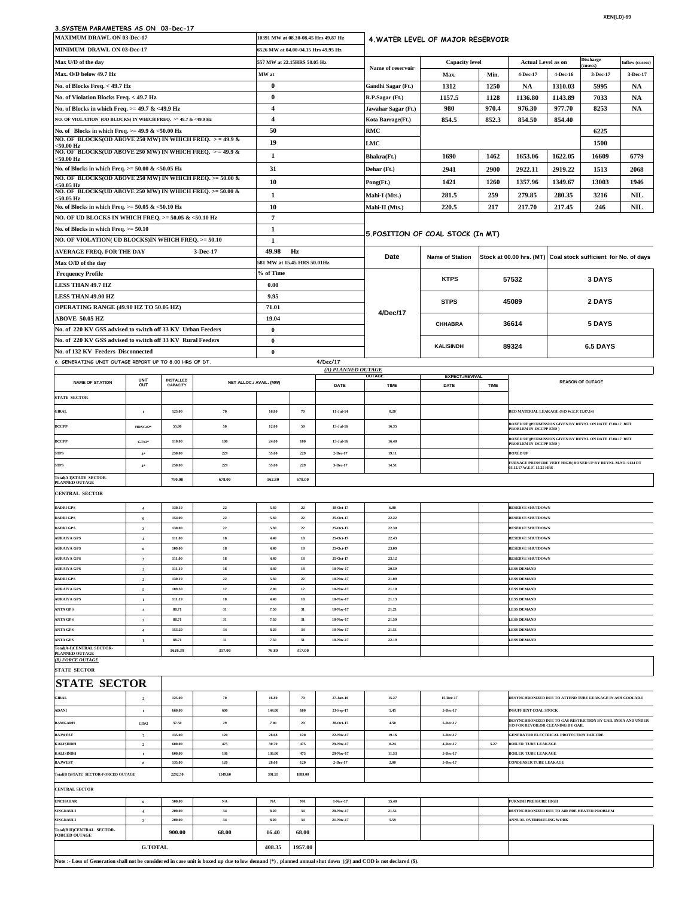XEN(LD)-69

## 3.SYSTEM PARAMETERS AS ON 03-Dec-17

| | | |
|---|---|---|
| MAXIMUM DRAWL ON 03-Dec-17 | 10391 MW at 08.30-08.45 Hrs 49.87 Hz | |
| MINIMUM DRAWL ON 03-Dec-17 | 6526 MW at 04.00-04.15 Hrs 49.95 Hz | |
| Max U/D of the day | 557 MW at 22.15HRS 50.05 Hz | |
| Max. O/D below 49.7 Hz | MW at | |
| No. of Blocks Freq. < 49.7 Hz | 0 | |
| No. of Violation Blocks Freq. < 49.7 Hz | 0 | |
| No. of Blocks in which Freq. >= 49.7 & <49.9 Hz | 4 | |
| NO. OF VIOLATION (OD BLOCKS) IN WHICH FREQ. >= 49.7 & <49.9 Hz | 4 | |
| No. of Blocks in which Freq. >= 49.9 & <50.00 Hz | 50 | |
| NO. OF BLOCKS(OD ABOVE 250 MW) IN WHICH FREQ. > = 49.9 & <50.00 Hz | 19 | |
| NO. OF BLOCKS(UD ABOVE 250 MW) IN WHICH FREQ. > = 49.9 & <50.00 Hz | 1 | |
| No. of Blocks in which Freq. >= 50.00 & <50.05 Hz | 31 | |
| NO. OF BLOCKS(OD ABOVE 250 MW) IN WHICH FREQ. >= 50.00 & <50.05 Hz | 10 | |
| NO. OF BLOCKS(UD ABOVE 250 MW) IN WHICH FREQ. >= 50.00 & <50.05 Hz | 1 | |
| No. of Blocks in which Freq. >= 50.05 & <50.10 Hz | 10 | |
| NO. OF UD BLOCKS IN WHICH FREQ. >= 50.05 & <50.10 Hz | 7 | |
| No. of Blocks in which Freq. >= 50.10 | 1 | |
| NO. OF VIOLATION( UD BLOCKS)IN WHICH FREQ. >= 50.10 | 1 | |
| AVERAGE FREQ. FOR THE DAY | 3-Dec-17 | 49.98 Hz |
| Max O/D of the day | 581 MW at 15.45 HRS 50.01Hz | |
| Frequency Profile | % of Time | |
| LESS THAN 49.7 HZ | 0.00 | |
| LESS THAN 49.90 HZ | 9.95 | |
| OPERATING RANGE (49.90 HZ TO 50.05 HZ) | 71.01 | |
| ABOVE 50.05 HZ | 19.04 | |
| No. of 220 KV GSS advised to switch off 33 KV Urban Feeders | 0 | |
| No. of 220 KV GSS advised to switch off 33 KV Rural Feeders | 0 | |
| No. of 132 KV Feeders Disconnected | 0 | |

## 4.WATER LEVEL OF MAJOR RESERVOIR

| Name of reservoir | Capacity level | | Actual Level as on | | Discharge (cusecs) | Inflow (cusecs) |
|---|---|---|---|---|---|---|
| | Max. | Min. | 4-Dec-17 | 4-Dec-16 | 3-Dec-17 | 3-Dec-17 |
| Gandhi Sagar (Ft.) | 1312 | 1250 | NA | 1310.03 | 5995 | NA |
| R.P.Sagar (Ft.) | 1157.5 | 1128 | 1136.80 | 1143.89 | 7033 | NA |
| Jawahar Sagar (Ft.) | 980 | 970.4 | 976.30 | 977.70 | 8253 | NA |
| Kota Barrage(Ft.) | 854.5 | 852.3 | 854.50 | 854.40 | | |
| RMC | | | | | 6225 | |
| LMC | | | | | 1500 | |
| Bhakra(Ft.) | 1690 | 1462 | 1653.06 | 1622.05 | 16609 | 6779 |
| Dehar (Ft.) | 2941 | 2900 | 2922.11 | 2919.22 | 1513 | 2068 |
| Pong(Ft.) | 1421 | 1260 | 1357.96 | 1349.67 | 13003 | 1946 |
| Mahi-I (Mts.) | 281.5 | 259 | 279.85 | 280.35 | 3216 | NIL |
| Mahi-II (Mts.) | 220.5 | 217 | 217.70 | 217.45 | 246 | NIL |

## 5.POSITTION OF COAL STOCK (In MT)

| Date | Name of Station | Stock at 00.00 hrs. (MT) | Coal stock sufficient for No. of days |
|---|---|---|---|
| 4/Dec/17 | KTPS | 57532 | 3 DAYS |
| | STPS | 45089 | 2 DAYS |
| | CHHABRA | 36614 | 5 DAYS |
| | KALISINDH | 89324 | 6.5 DAYS |

## 6. GENERATING UNIT OUTAGE REPORT UP TO 8.00 HRS OF DT. 4/Dec/17

*(A) PLANNED OUTAGE*

| NAME OF STATION | UNIT OUT | INSTALLED CAPACITY | NET ALLOC./ AVAIL. (MW) | | | OUTAGE DATE | OUTAGE TIME | EXPECT./REVIVAL DATE | EXPECT./REVIVAL TIME | REASON OF OUTAGE |
|---|---|---|---|---|---|---|---|---|---|---|
| STATE SECTOR | | | | | | | | | | |
| GIRAL | 1 | 125.00 | 70 | 16.80 | 70 | 11-Jul-14 | 8.20 | | | BED MATERIAL LEAKAGE (S/D W.E.F.15.07.14) |
| DCCPP | HRSG#2* | 55.00 | 50 | 12.00 | 50 | 13-Jul-16 | 16.35 | | | BOXED UP(PERMISSION GIVEN BY RUVNL ON DATE 17.08.17 BUT PROBLEM IN DCCPP END ) |
| DCCPP | GT#2* | 110.00 | 100 | 24.00 | 100 | 13-Jul-16 | 16.40 | | | BOXED UP(PERMISSION GIVEN BY RUVNL ON DATE 17.08.17 BUT PROBLEM IN DCCPP END ) |
| STPS | 3* | 250.00 | 229 | 55.00 | 229 | 2-Dec-17 | 19.11 | | | BOXED UP |
| STPS | 4* | 250.00 | 229 | 55.00 | 229 | 3-Dec-17 | 14.51 | | | FURNACE PRESSURE VERY HIGH( BOXED UP BY RUVNL M.NO. 9134 DT 03.12.17 W.E.F. 15.25 HRS |
| Total(A I)STATE SECTOR-PLANNED OUTAGE | | 790.00 | 678.00 | 162.80 | 678.00 | | | | | |
| CENTRAL SECTOR | | | | | | | | | | |
| DADRI GPS | 4 | 130.19 | 22 | 5.30 | 22 | 18-Oct-17 | 6.00 | | | RESERVE SHUTDOWN |
| DADRI GPS | 6 | 154.00 | 22 | 5.30 | 22 | 25-Oct-17 | 22.22 | | | RESERVE SHUTDOWN |
| DADRI GPS | 3 | 130.00 | 22 | 5.30 | 22 | 25-Oct-17 | 22.30 | | | RESERVE SHUTDOWN |
| AURAIYA GPS | 4 | 111.00 | 18 | 4.40 | 18 | 25-Oct-17 | 22.43 | | | RESERVE SHUTDOWN |
| AURAIYA GPS | 6 | 109.00 | 18 | 4.40 | 18 | 25-Oct-17 | 23.09 | | | RESERVE SHUTDOWN |
| AURAIYA GPS | 3 | 111.00 | 18 | 4.40 | 18 | 25-Oct-17 | 23.12 | | | RESERVE SHUTDOWN |
| AURAIYA GPS | 2 | 111.19 | 18 | 4.40 | 18 | 10-Nov-17 | 20.59 | | | LESS DEMAND |
| DADRI GPS | 2 | 130.19 | 22 | 5.30 | 22 | 10-Nov-17 | 21.09 | | | LESS DEMAND |
| AURAIYA GPS | 5 | 109.30 | 12 | 2.90 | 12 | 10-Nov-17 | 21.10 | | | LESS DEMAND |
| AURAIYA GPS | 1 | 111.19 | 18 | 4.40 | 18 | 10-Nov-17 | 21.13 | | | LESS DEMAND |
| ANTA GPS | 3 | 88.71 | 31 | 7.50 | 31 | 10-Nov-17 | 21.21 | | | LESS DEMAND |
| ANTA GPS | 2 | 88.71 | 31 | 7.50 | 31 | 10-Nov-17 | 21.50 | | | LESS DEMAND |
| ANTA GPS | 4 | 153.20 | 34 | 8.20 | 34 | 10-Nov-17 | 21.51 | | | LESS DEMAND |
| ANTA GPS | 1 | 88.71 | 31 | 7.50 | 31 | 10-Nov-17 | 22.19 | | | LESS DEMAND |
| Total(A-I)CENTRAL SECTOR-PLANNED OUTAGE | | 1626.39 | 317.00 | 76.80 | 317.00 | | | | | |

*(B) FORCE OUTAGE*

| NAME OF STATION | UNIT OUT | INSTALLED CAPACITY | NET ALLOC./ AVAIL. (MW) | | | OUTAGE DATE | OUTAGE TIME | EXPECT./REVIVAL DATE | EXPECT./REVIVAL TIME | REASON OF OUTAGE |
|---|---|---|---|---|---|---|---|---|---|---|
| STATE SECTOR | | | | | | | | | | |
| GIRAL | 2 | 125.00 | 70 | 16.80 | 70 | 27-Jan-16 | 15.27 | 15-Dec-17 | | DESYNCHRONIZED DUE TO ATTEND TUBE LEAKAGE IN ASH COOLAR-I |
| ADANI | 1 | 660.00 | 600 | 144.00 | 600 | 23-Sep-17 | 5.45 | 5-Dec-17 | | INSUFFIENT COAL STOCK |
| RAMGARH | GT#2 | 37.50 | 29 | 7.00 | 29 | 28-Oct-17 | 4.50 | 5-Dec-17 | | DESYNCHRONIZED DUE TO GAS RESTRICTION BY GAIL INDIA AND UNDER S/D FOR REVOILOR CLEANING BY GAIL |
| RAJWEST | 7 | 135.00 | 120 | 28.68 | 120 | 22-Nov-17 | 19.16 | 5-Dec-17 | | GENERATOR ELECTRICAL PROTECTION FAILURE |
| KALISINDH | 2 | 600.00 | 475 | 38.79 | 475 | 29-Nov-17 | 8.24 | 4-Dec-17 | 5.27 | BOILER TUBE LEAKAGE |
| KALISINDH | 1 | 600.00 | 136 | 136.00 | 475 | 29-Nov-17 | 11.53 | 5-Dec-17 | | BOILER TUBE LEAKAGE |
| RAJWEST | 8 | 135.00 | 120 | 28.68 | 120 | 2-Dec-17 | 2.00 | 5-Dec-17 | | CONDENSER TUBE LEAKAGE |
| Total(B I)STATE SECTOR-FORCED OUTAGE | | 2292.50 | 1549.60 | 391.95 | 1889.00 | | | | | |
| CENTRAL SECTOR | | | | | | | | | | |
| UNCHAHAR | 6 | 500.00 | NA | NA | NA | 1-Nov-17 | 15.40 | | | FURNISH PRESSURE HIGH |
| SINGRAULI | 4 | 200.00 | 34 | 8.20 | 34 | 20-Nov-17 | 21.51 | | | DESYNCHRONIZED DUE TO AIR PRE HEATER PROBLEM |
| SINGRAULI | 3 | 200.00 | 34 | 8.20 | 34 | 21-Nov-17 | 5.59 | | | ANNUAL OVERHAULING WORK |
| Total(B II)CENTRAL SECTOR-FORCED OUTAGE | | 900.00 | 68.00 | 16.40 | 68.00 | | | | | |
| G.TOTAL | | | | 408.35 | 1957.00 | | | | | |

Note :- Loss of Generation shall not be considered in case unit is boxed up due to low demand (*) , planned annual shut down (@) and COD is not declared ($).